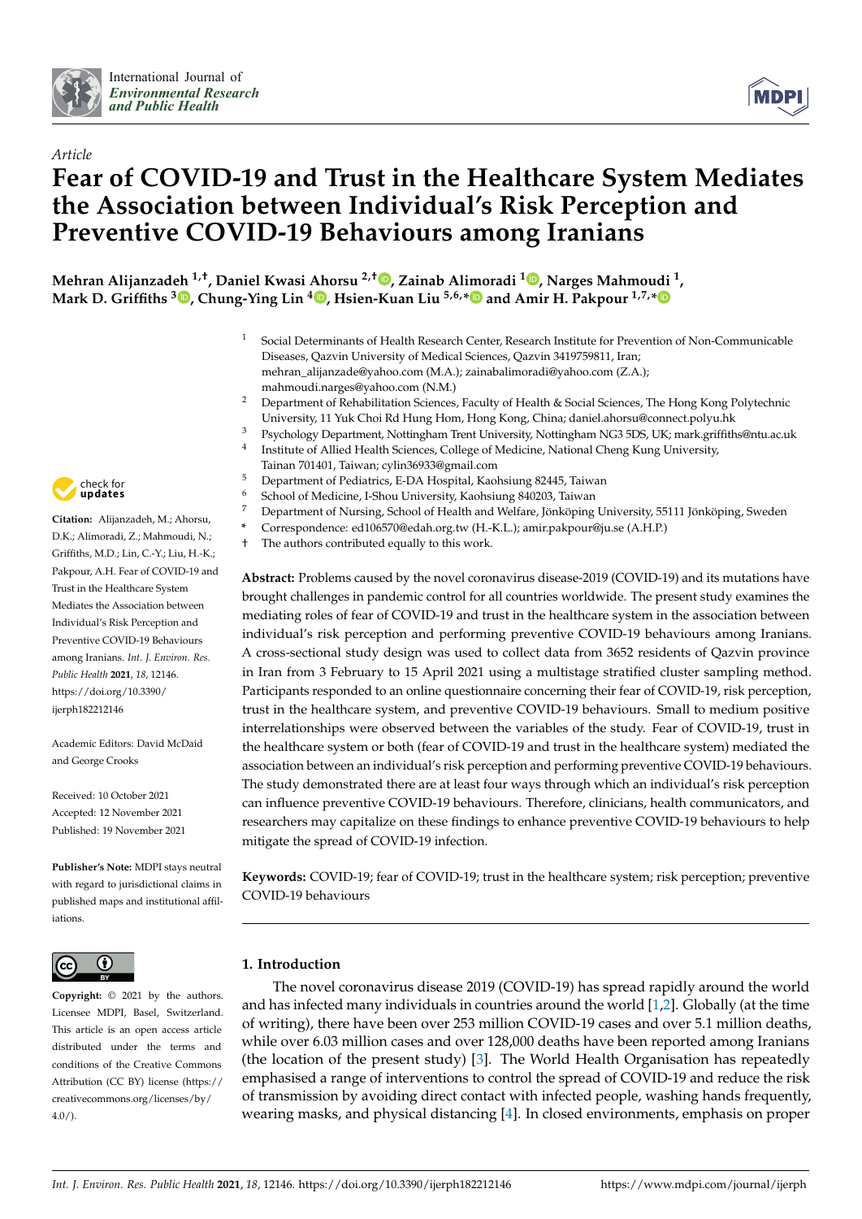*Article*

# Fear of COVID-19 and Trust in the Healthcare System Mediates the Association between Individual's Risk Perception and Preventive COVID-19 Behaviours among Iranians

**Mehran Alijanzadeh [1,†], Daniel Kwasi Ahorsu [2,†], Zainab Alimoradi [1], Narges Mahmoudi [1], Mark D. Griffiths [3], Chung-Ying Lin [4], Hsien-Kuan Liu [5,6,*] and Amir H. Pakpour [1,7,*]**

[1] Social Determinants of Health Research Center, Research Institute for Prevention of Non-Communicable Diseases, Qazvin University of Medical Sciences, Qazvin 3419759811, Iran; mehran_alijanzade@yahoo.com (M.A.); zainabalimoradi@yahoo.com (Z.A.); mahmoudi.narges@yahoo.com (N.M.)

[2] Department of Rehabilitation Sciences, Faculty of Health & Social Sciences, The Hong Kong Polytechnic University, 11 Yuk Choi Rd Hung Hom, Hong Kong, China; daniel.ahorsu@connect.polyu.hk

[3] Psychology Department, Nottingham Trent University, Nottingham NG3 5DS, UK; mark.griffiths@ntu.ac.uk

[4] Institute of Allied Health Sciences, College of Medicine, National Cheng Kung University, Tainan 701401, Taiwan; cylin36933@gmail.com

[5] Department of Pediatrics, E-DA Hospital, Kaohsiung 82445, Taiwan

[6] School of Medicine, I-Shou University, Kaohsiung 840203, Taiwan

[7] Department of Nursing, School of Health and Welfare, Jönköping University, 55111 Jönköping, Sweden

\* Correspondence: ed106570@edah.org.tw (H.-K.L.); amir.pakpour@ju.se (A.H.P.)

† The authors contributed equally to this work.

**Citation:** Alijanzadeh, M.; Ahorsu, D.K.; Alimoradi, Z.; Mahmoudi, N.; Griffiths, M.D.; Lin, C.-Y.; Liu, H.-K.; Pakpour, A.H. Fear of COVID-19 and Trust in the Healthcare System Mediates the Association between Individual's Risk Perception and Preventive COVID-19 Behaviours among Iranians. *Int. J. Environ. Res. Public Health* **2021**, *18*, 12146. https://doi.org/10.3390/ijerph182212146

Academic Editors: David McDaid and George Crooks

Received: 10 October 2021
Accepted: 12 November 2021
Published: 19 November 2021

**Publisher's Note:** MDPI stays neutral with regard to jurisdictional claims in published maps and institutional affiliations.

**Copyright:** © 2021 by the authors. Licensee MDPI, Basel, Switzerland. This article is an open access article distributed under the terms and conditions of the Creative Commons Attribution (CC BY) license (https://creativecommons.org/licenses/by/4.0/).

**Abstract:** Problems caused by the novel coronavirus disease-2019 (COVID-19) and its mutations have brought challenges in pandemic control for all countries worldwide. The present study examines the mediating roles of fear of COVID-19 and trust in the healthcare system in the association between individual's risk perception and performing preventive COVID-19 behaviours among Iranians. A cross-sectional study design was used to collect data from 3652 residents of Qazvin province in Iran from 3 February to 15 April 2021 using a multistage stratified cluster sampling method. Participants responded to an online questionnaire concerning their fear of COVID-19, risk perception, trust in the healthcare system, and preventive COVID-19 behaviours. Small to medium positive interrelationships were observed between the variables of the study. Fear of COVID-19, trust in the healthcare system or both (fear of COVID-19 and trust in the healthcare system) mediated the association between an individual's risk perception and performing preventive COVID-19 behaviours. The study demonstrated there are at least four ways through which an individual's risk perception can influence preventive COVID-19 behaviours. Therefore, clinicians, health communicators, and researchers may capitalize on these findings to enhance preventive COVID-19 behaviours to help mitigate the spread of COVID-19 infection.

**Keywords:** COVID-19; fear of COVID-19; trust in the healthcare system; risk perception; preventive COVID-19 behaviours

## 1. Introduction

The novel coronavirus disease 2019 (COVID-19) has spread rapidly around the world and has infected many individuals in countries around the world [1,2]. Globally (at the time of writing), there have been over 253 million COVID-19 cases and over 5.1 million deaths, while over 6.03 million cases and over 128,000 deaths have been reported among Iranians (the location of the present study) [3]. The World Health Organisation has repeatedly emphasised a range of interventions to control the spread of COVID-19 and reduce the risk of transmission by avoiding direct contact with infected people, washing hands frequently, wearing masks, and physical distancing [4]. In closed environments, emphasis on proper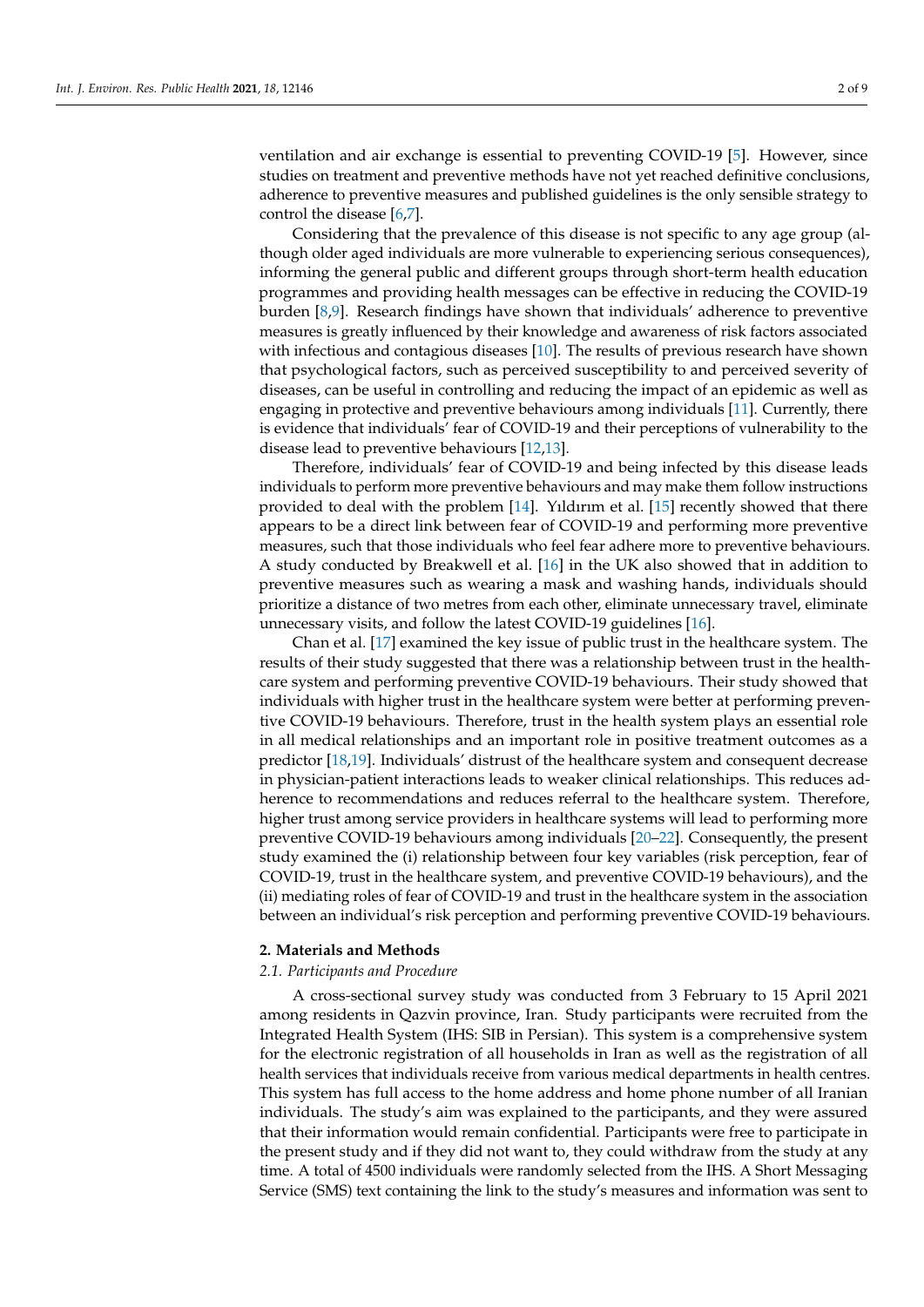ventilation and air exchange is essential to preventing COVID-19 [5]. However, since studies on treatment and preventive methods have not yet reached definitive conclusions, adherence to preventive measures and published guidelines is the only sensible strategy to control the disease [6,7].

Considering that the prevalence of this disease is not specific to any age group (although older aged individuals are more vulnerable to experiencing serious consequences), informing the general public and different groups through short-term health education programmes and providing health messages can be effective in reducing the COVID-19 burden [8,9]. Research findings have shown that individuals' adherence to preventive measures is greatly influenced by their knowledge and awareness of risk factors associated with infectious and contagious diseases [10]. The results of previous research have shown that psychological factors, such as perceived susceptibility to and perceived severity of diseases, can be useful in controlling and reducing the impact of an epidemic as well as engaging in protective and preventive behaviours among individuals [11]. Currently, there is evidence that individuals' fear of COVID-19 and their perceptions of vulnerability to the disease lead to preventive behaviours [12,13].

Therefore, individuals' fear of COVID-19 and being infected by this disease leads individuals to perform more preventive behaviours and may make them follow instructions provided to deal with the problem [14]. Yıldırım et al. [15] recently showed that there appears to be a direct link between fear of COVID-19 and performing more preventive measures, such that those individuals who feel fear adhere more to preventive behaviours. A study conducted by Breakwell et al. [16] in the UK also showed that in addition to preventive measures such as wearing a mask and washing hands, individuals should prioritize a distance of two metres from each other, eliminate unnecessary travel, eliminate unnecessary visits, and follow the latest COVID-19 guidelines [16].

Chan et al. [17] examined the key issue of public trust in the healthcare system. The results of their study suggested that there was a relationship between trust in the healthcare system and performing preventive COVID-19 behaviours. Their study showed that individuals with higher trust in the healthcare system were better at performing preventive COVID-19 behaviours. Therefore, trust in the health system plays an essential role in all medical relationships and an important role in positive treatment outcomes as a predictor [18,19]. Individuals' distrust of the healthcare system and consequent decrease in physician-patient interactions leads to weaker clinical relationships. This reduces adherence to recommendations and reduces referral to the healthcare system. Therefore, higher trust among service providers in healthcare systems will lead to performing more preventive COVID-19 behaviours among individuals [20–22]. Consequently, the present study examined the (i) relationship between four key variables (risk perception, fear of COVID-19, trust in the healthcare system, and preventive COVID-19 behaviours), and the (ii) mediating roles of fear of COVID-19 and trust in the healthcare system in the association between an individual's risk perception and performing preventive COVID-19 behaviours.

## 2. Materials and Methods

### *2.1. Participants and Procedure*

A cross-sectional survey study was conducted from 3 February to 15 April 2021 among residents in Qazvin province, Iran. Study participants were recruited from the Integrated Health System (IHS: SIB in Persian). This system is a comprehensive system for the electronic registration of all households in Iran as well as the registration of all health services that individuals receive from various medical departments in health centres. This system has full access to the home address and home phone number of all Iranian individuals. The study's aim was explained to the participants, and they were assured that their information would remain confidential. Participants were free to participate in the present study and if they did not want to, they could withdraw from the study at any time. A total of 4500 individuals were randomly selected from the IHS. A Short Messaging Service (SMS) text containing the link to the study's measures and information was sent to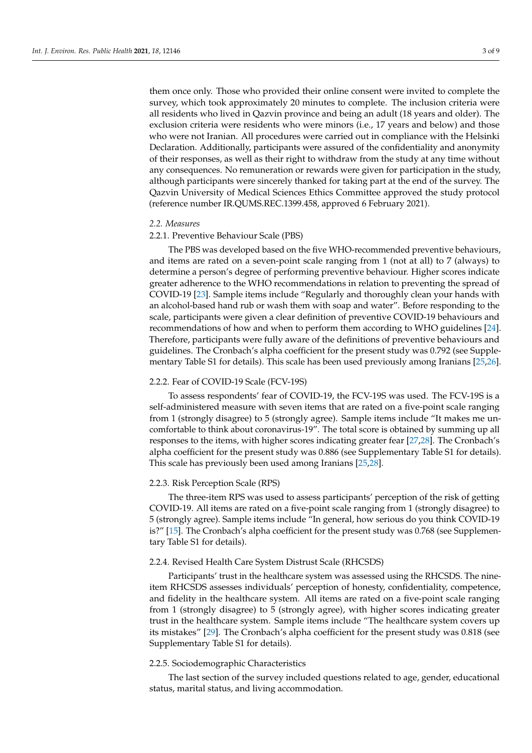them once only. Those who provided their online consent were invited to complete the survey, which took approximately 20 minutes to complete. The inclusion criteria were all residents who lived in Qazvin province and being an adult (18 years and older). The exclusion criteria were residents who were minors (i.e., 17 years and below) and those who were not Iranian. All procedures were carried out in compliance with the Helsinki Declaration. Additionally, participants were assured of the confidentiality and anonymity of their responses, as well as their right to withdraw from the study at any time without any consequences. No remuneration or rewards were given for participation in the study, although participants were sincerely thanked for taking part at the end of the survey. The Qazvin University of Medical Sciences Ethics Committee approved the study protocol (reference number IR.QUMS.REC.1399.458, approved 6 February 2021).

### *2.2. Measures*

#### 2.2.1. Preventive Behaviour Scale (PBS)

The PBS was developed based on the five WHO-recommended preventive behaviours, and items are rated on a seven-point scale ranging from 1 (not at all) to 7 (always) to determine a person's degree of performing preventive behaviour. Higher scores indicate greater adherence to the WHO recommendations in relation to preventing the spread of COVID-19 [23]. Sample items include "Regularly and thoroughly clean your hands with an alcohol-based hand rub or wash them with soap and water". Before responding to the scale, participants were given a clear definition of preventive COVID-19 behaviours and recommendations of how and when to perform them according to WHO guidelines [24]. Therefore, participants were fully aware of the definitions of preventive behaviours and guidelines. The Cronbach's alpha coefficient for the present study was 0.792 (see Supplementary Table S1 for details). This scale has been used previously among Iranians [25,26].

#### 2.2.2. Fear of COVID-19 Scale (FCV-19S)

To assess respondents' fear of COVID-19, the FCV-19S was used. The FCV-19S is a self-administered measure with seven items that are rated on a five-point scale ranging from 1 (strongly disagree) to 5 (strongly agree). Sample items include "It makes me uncomfortable to think about coronavirus-19". The total score is obtained by summing up all responses to the items, with higher scores indicating greater fear [27,28]. The Cronbach's alpha coefficient for the present study was 0.886 (see Supplementary Table S1 for details). This scale has previously been used among Iranians [25,28].

#### 2.2.3. Risk Perception Scale (RPS)

The three-item RPS was used to assess participants' perception of the risk of getting COVID-19. All items are rated on a five-point scale ranging from 1 (strongly disagree) to 5 (strongly agree). Sample items include "In general, how serious do you think COVID-19 is?" [15]. The Cronbach's alpha coefficient for the present study was 0.768 (see Supplementary Table S1 for details).

#### 2.2.4. Revised Health Care System Distrust Scale (RHCSDS)

Participants' trust in the healthcare system was assessed using the RHCSDS. The nine-item RHCSDS assesses individuals' perception of honesty, confidentiality, competence, and fidelity in the healthcare system. All items are rated on a five-point scale ranging from 1 (strongly disagree) to 5 (strongly agree), with higher scores indicating greater trust in the healthcare system. Sample items include "The healthcare system covers up its mistakes" [29]. The Cronbach's alpha coefficient for the present study was 0.818 (see Supplementary Table S1 for details).

#### 2.2.5. Sociodemographic Characteristics

The last section of the survey included questions related to age, gender, educational status, marital status, and living accommodation.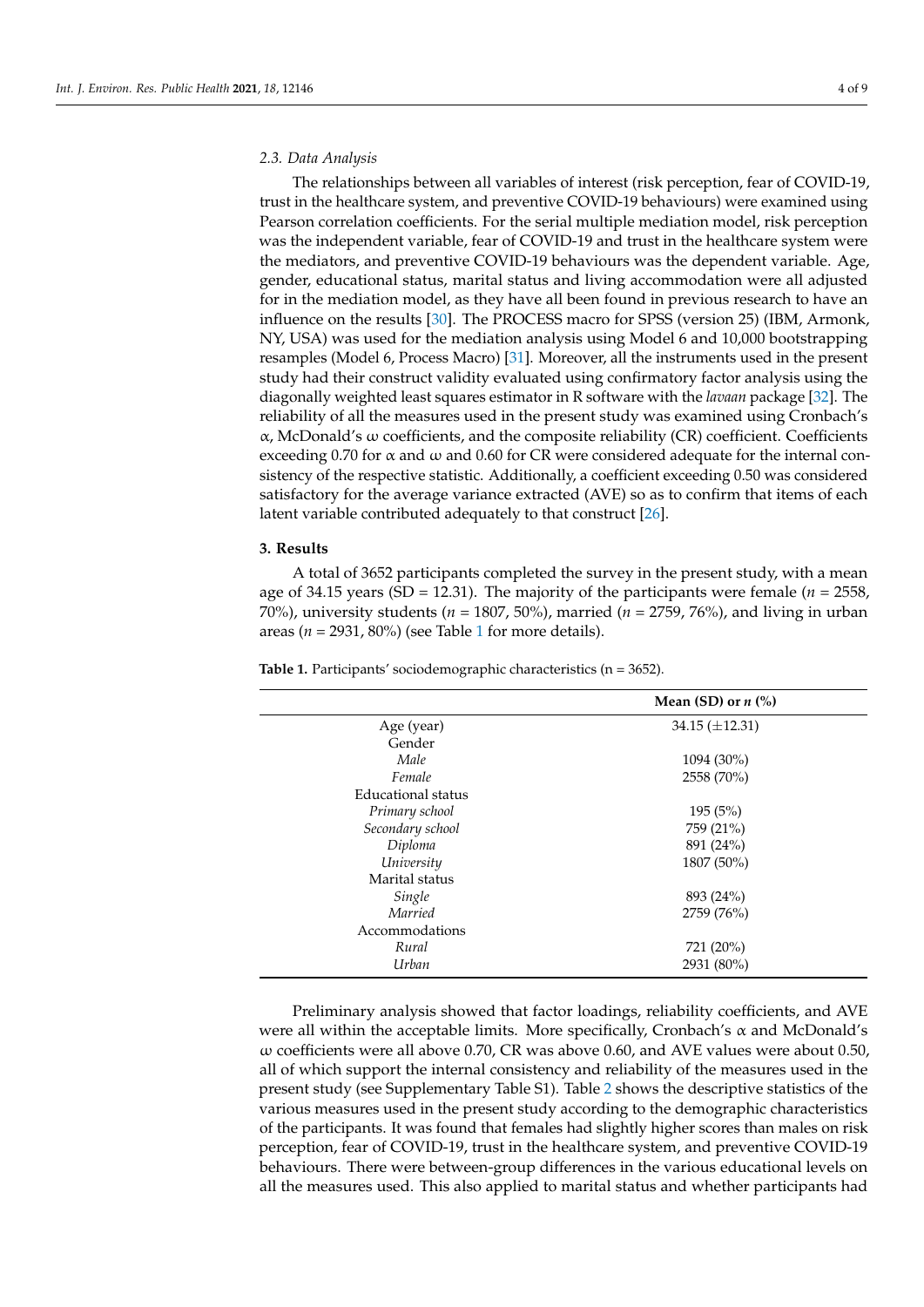### 2.3. Data Analysis

The relationships between all variables of interest (risk perception, fear of COVID-19, trust in the healthcare system, and preventive COVID-19 behaviours) were examined using Pearson correlation coefficients. For the serial multiple mediation model, risk perception was the independent variable, fear of COVID-19 and trust in the healthcare system were the mediators, and preventive COVID-19 behaviours was the dependent variable. Age, gender, educational status, marital status and living accommodation were all adjusted for in the mediation model, as they have all been found in previous research to have an influence on the results [30]. The PROCESS macro for SPSS (version 25) (IBM, Armonk, NY, USA) was used for the mediation analysis using Model 6 and 10,000 bootstrapping resamples (Model 6, Process Macro) [31]. Moreover, all the instruments used in the present study had their construct validity evaluated using confirmatory factor analysis using the diagonally weighted least squares estimator in R software with the *lavaan* package [32]. The reliability of all the measures used in the present study was examined using Cronbach's α, McDonald's ω coefficients, and the composite reliability (CR) coefficient. Coefficients exceeding 0.70 for α and ω and 0.60 for CR were considered adequate for the internal consistency of the respective statistic. Additionally, a coefficient exceeding 0.50 was considered satisfactory for the average variance extracted (AVE) so as to confirm that items of each latent variable contributed adequately to that construct [26].

## 3. Results

A total of 3652 participants completed the survey in the present study, with a mean age of 34.15 years (SD = 12.31). The majority of the participants were female (*n* = 2558, 70%), university students (*n* = 1807, 50%), married (*n* = 2759, 76%), and living in urban areas (*n* = 2931, 80%) (see Table 1 for more details).

**Table 1.** Participants' sociodemographic characteristics (n = 3652).

| | Mean (SD) or *n* (%) |
|---|---|
| Age (year) | 34.15 (±12.31) |
| Gender | |
| *Male* | 1094 (30%) |
| *Female* | 2558 (70%) |
| Educational status | |
| *Primary school* | 195 (5%) |
| *Secondary school* | 759 (21%) |
| *Diploma* | 891 (24%) |
| *University* | 1807 (50%) |
| Marital status | |
| *Single* | 893 (24%) |
| *Married* | 2759 (76%) |
| Accommodations | |
| *Rural* | 721 (20%) |
| *Urban* | 2931 (80%) |

Preliminary analysis showed that factor loadings, reliability coefficients, and AVE were all within the acceptable limits. More specifically, Cronbach's α and McDonald's ω coefficients were all above 0.70, CR was above 0.60, and AVE values were about 0.50, all of which support the internal consistency and reliability of the measures used in the present study (see Supplementary Table S1). Table 2 shows the descriptive statistics of the various measures used in the present study according to the demographic characteristics of the participants. It was found that females had slightly higher scores than males on risk perception, fear of COVID-19, trust in the healthcare system, and preventive COVID-19 behaviours. There were between-group differences in the various educational levels on all the measures used. This also applied to marital status and whether participants had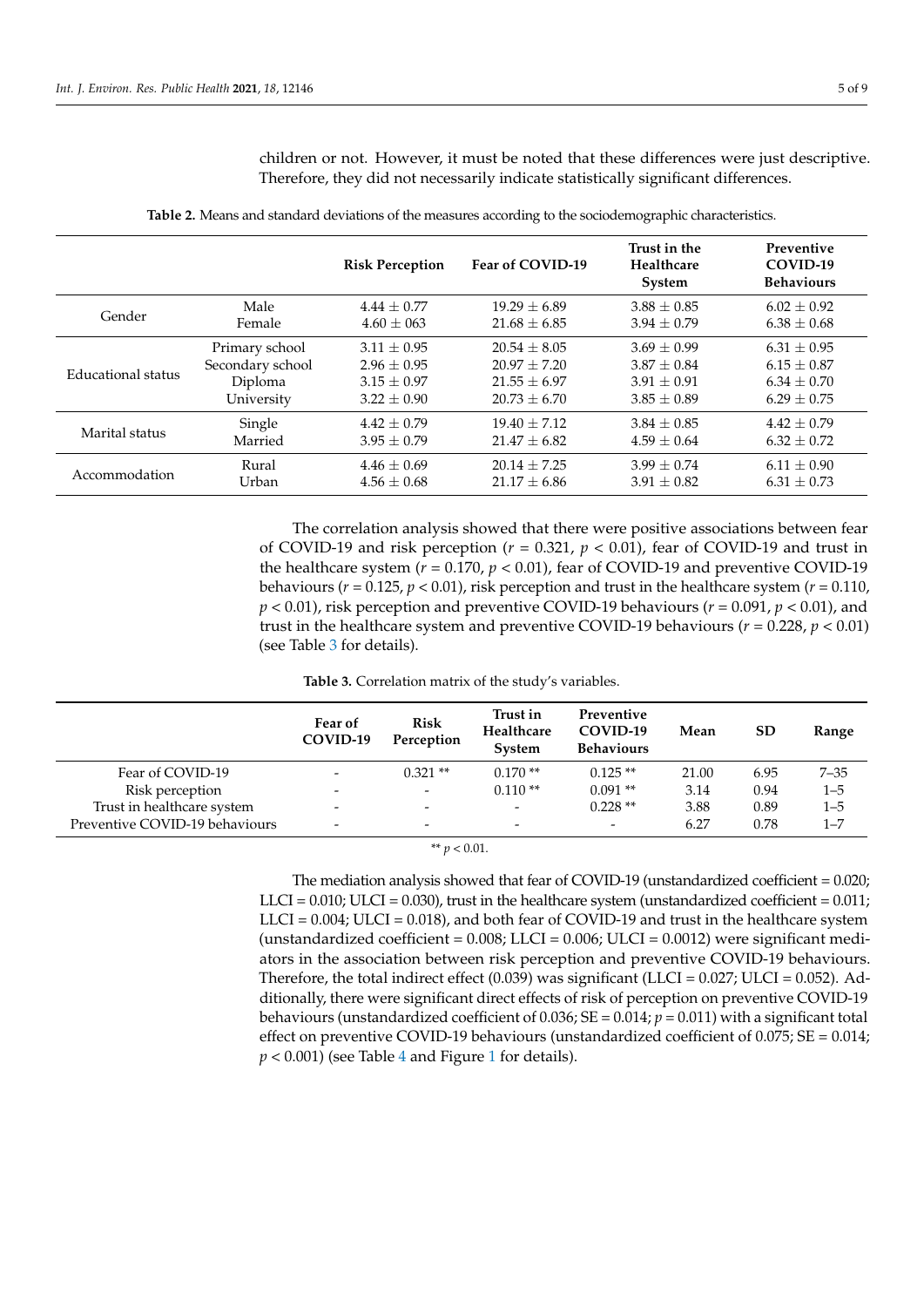children or not. However, it must be noted that these differences were just descriptive. Therefore, they did not necessarily indicate statistically significant differences.

**Table 2.** Means and standard deviations of the measures according to the sociodemographic characteristics.

| | | Risk Perception | Fear of COVID-19 | Trust in the Healthcare System | Preventive COVID-19 Behaviours |
|---|---|---|---|---|---|
| Gender | Male | 4.44 ± 0.77 | 19.29 ± 6.89 | 3.88 ± 0.85 | 6.02 ± 0.92 |
| | Female | 4.60 ± 063 | 21.68 ± 6.85 | 3.94 ± 0.79 | 6.38 ± 0.68 |
| Educational status | Primary school | 3.11 ± 0.95 | 20.54 ± 8.05 | 3.69 ± 0.99 | 6.31 ± 0.95 |
| | Secondary school | 2.96 ± 0.95 | 20.97 ± 7.20 | 3.87 ± 0.84 | 6.15 ± 0.87 |
| | Diploma | 3.15 ± 0.97 | 21.55 ± 6.97 | 3.91 ± 0.91 | 6.34 ± 0.70 |
| | University | 3.22 ± 0.90 | 20.73 ± 6.70 | 3.85 ± 0.89 | 6.29 ± 0.75 |
| Marital status | Single | 4.42 ± 0.79 | 19.40 ± 7.12 | 3.84 ± 0.85 | 4.42 ± 0.79 |
| | Married | 3.95 ± 0.79 | 21.47 ± 6.82 | 4.59 ± 0.64 | 6.32 ± 0.72 |
| Accommodation | Rural | 4.46 ± 0.69 | 20.14 ± 7.25 | 3.99 ± 0.74 | 6.11 ± 0.90 |
| | Urban | 4.56 ± 0.68 | 21.17 ± 6.86 | 3.91 ± 0.82 | 6.31 ± 0.73 |

The correlation analysis showed that there were positive associations between fear of COVID-19 and risk perception ($r = 0.321$, $p < 0.01$), fear of COVID-19 and trust in the healthcare system ($r = 0.170$, $p < 0.01$), fear of COVID-19 and preventive COVID-19 behaviours ($r = 0.125$, $p < 0.01$), risk perception and trust in the healthcare system ($r = 0.110$, $p < 0.01$), risk perception and preventive COVID-19 behaviours ($r = 0.091$, $p < 0.01$), and trust in the healthcare system and preventive COVID-19 behaviours ($r = 0.228$, $p < 0.01$) (see Table 3 for details).

**Table 3.** Correlation matrix of the study's variables.

| | Fear of COVID-19 | Risk Perception | Trust in Healthcare System | Preventive COVID-19 Behaviours | Mean | SD | Range |
|---|---|---|---|---|---|---|---|
| Fear of COVID-19 | - | 0.321 ** | 0.170 ** | 0.125 ** | 21.00 | 6.95 | 7–35 |
| Risk perception | - | - | 0.110 ** | 0.091 ** | 3.14 | 0.94 | 1–5 |
| Trust in healthcare system | - | - | - | 0.228 ** | 3.88 | 0.89 | 1–5 |
| Preventive COVID-19 behaviours | - | - | - | - | 6.27 | 0.78 | 1–7 |

** $p < 0.01$.

The mediation analysis showed that fear of COVID-19 (unstandardized coefficient = 0.020; LLCI = 0.010; ULCI = 0.030), trust in the healthcare system (unstandardized coefficient = 0.011; LLCI = 0.004; ULCI = 0.018), and both fear of COVID-19 and trust in the healthcare system (unstandardized coefficient = 0.008; LLCI = 0.006; ULCI = 0.0012) were significant mediators in the association between risk perception and preventive COVID-19 behaviours. Therefore, the total indirect effect (0.039) was significant (LLCI = 0.027; ULCI = 0.052). Additionally, there were significant direct effects of risk of perception on preventive COVID-19 behaviours (unstandardized coefficient of 0.036; SE = 0.014; $p = 0.011$) with a significant total effect on preventive COVID-19 behaviours (unstandardized coefficient of 0.075; SE = 0.014; $p < 0.001$) (see Table 4 and Figure 1 for details).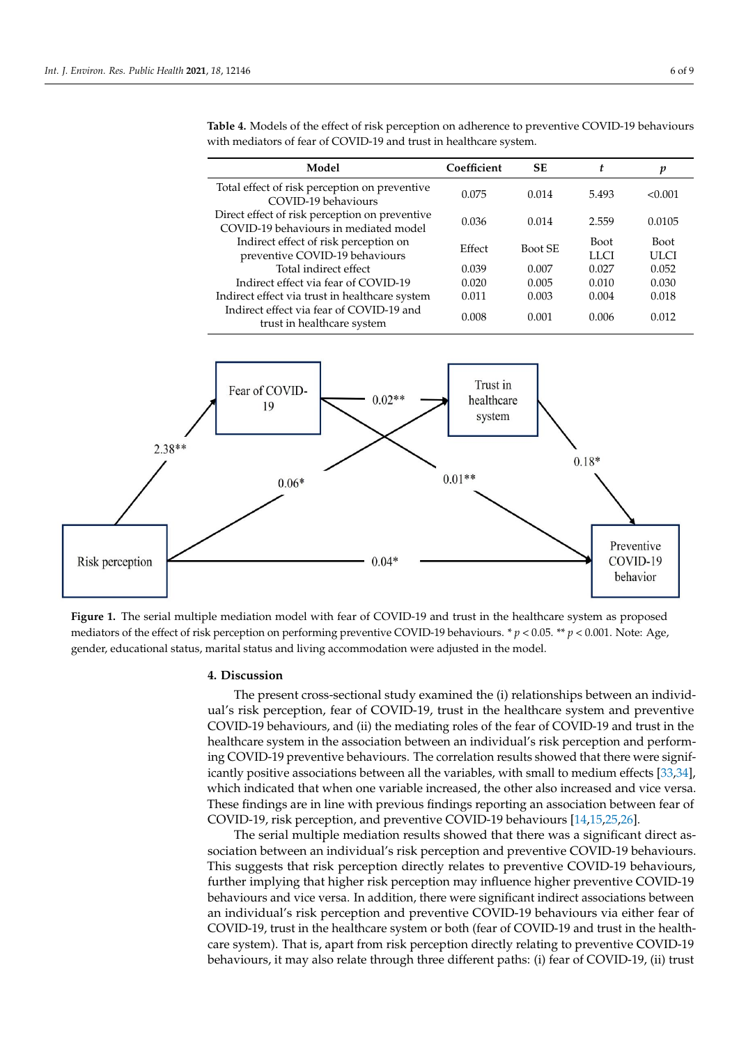**Table 4.** Models of the effect of risk perception on adherence to preventive COVID-19 behaviours with mediators of fear of COVID-19 and trust in healthcare system.

| Model | Coefficient | SE | *t* | *p* |
|---|---|---|---|---|
| Total effect of risk perception on preventive COVID-19 behaviours | 0.075 | 0.014 | 5.493 | <0.001 |
| Direct effect of risk perception on preventive COVID-19 behaviours in mediated model | 0.036 | 0.014 | 2.559 | 0.0105 |
| Indirect effect of risk perception on preventive COVID-19 behaviours | Effect | Boot SE | Boot LLCI | Boot ULCI |
| Total indirect effect | 0.039 | 0.007 | 0.027 | 0.052 |
| Indirect effect via fear of COVID-19 | 0.020 | 0.005 | 0.010 | 0.030 |
| Indirect effect via trust in healthcare system | 0.011 | 0.003 | 0.004 | 0.018 |
| Indirect effect via fear of COVID-19 and trust in healthcare system | 0.008 | 0.001 | 0.006 | 0.012 |

**Figure 1.** The serial multiple mediation model with fear of COVID-19 and trust in the healthcare system as proposed mediators of the effect of risk perception on performing preventive COVID-19 behaviours. * $p < 0.05$. ** $p < 0.001$. Note: Age, gender, educational status, marital status and living accommodation were adjusted in the model.

## 4. Discussion

The present cross-sectional study examined the (i) relationships between an individual's risk perception, fear of COVID-19, trust in the healthcare system and preventive COVID-19 behaviours, and (ii) the mediating roles of the fear of COVID-19 and trust in the healthcare system in the association between an individual's risk perception and performing COVID-19 preventive behaviours. The correlation results showed that there were significantly positive associations between all the variables, with small to medium effects [33,34], which indicated that when one variable increased, the other also increased and vice versa. These findings are in line with previous findings reporting an association between fear of COVID-19, risk perception, and preventive COVID-19 behaviours [14,15,25,26].

The serial multiple mediation results showed that there was a significant direct association between an individual's risk perception and preventive COVID-19 behaviours. This suggests that risk perception directly relates to preventive COVID-19 behaviours, further implying that higher risk perception may influence higher preventive COVID-19 behaviours and vice versa. In addition, there were significant indirect associations between an individual's risk perception and preventive COVID-19 behaviours via either fear of COVID-19, trust in the healthcare system or both (fear of COVID-19 and trust in the healthcare system). That is, apart from risk perception directly relating to preventive COVID-19 behaviours, it may also relate through three different paths: (i) fear of COVID-19, (ii) trust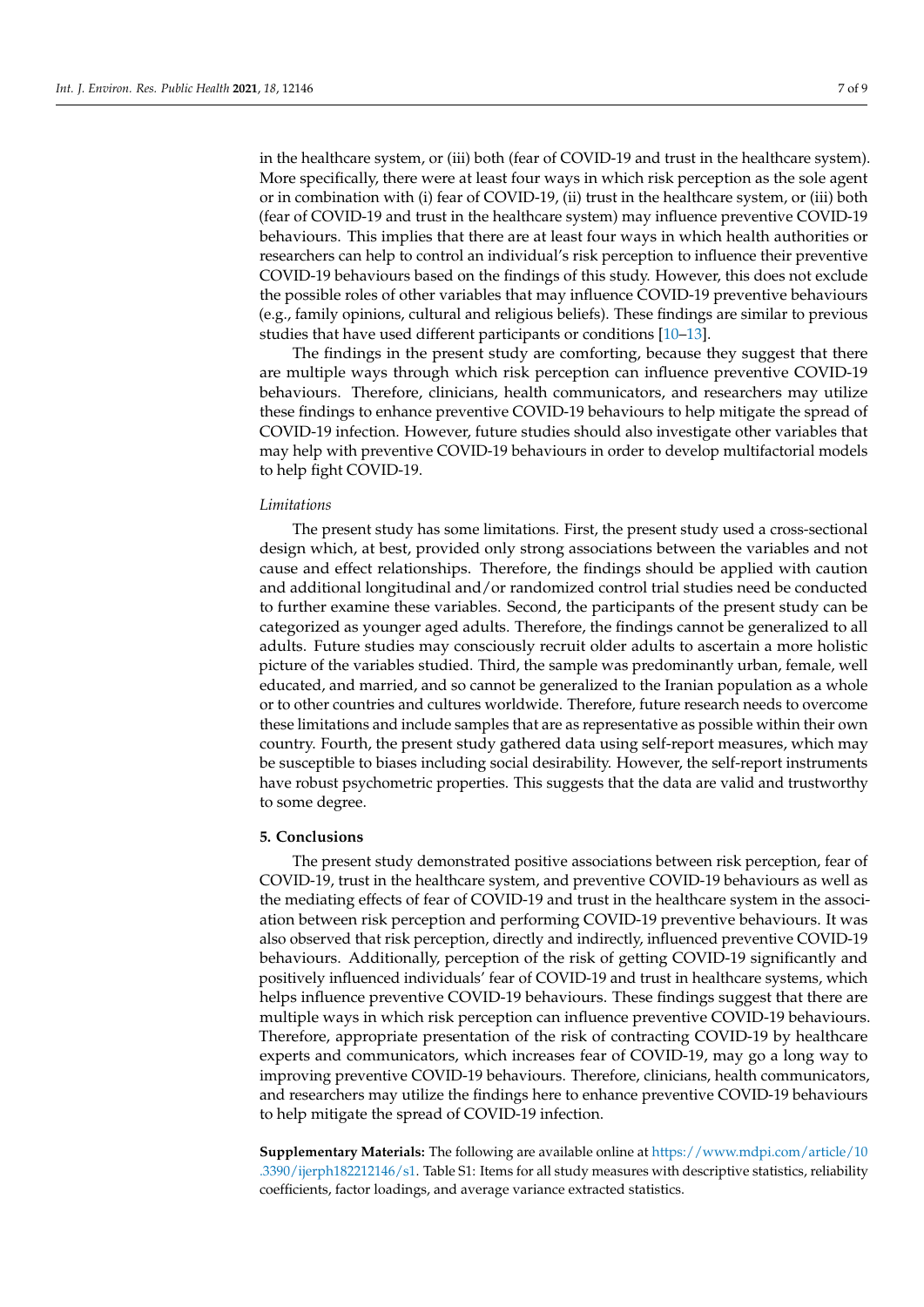in the healthcare system, or (iii) both (fear of COVID-19 and trust in the healthcare system). More specifically, there were at least four ways in which risk perception as the sole agent or in combination with (i) fear of COVID-19, (ii) trust in the healthcare system, or (iii) both (fear of COVID-19 and trust in the healthcare system) may influence preventive COVID-19 behaviours. This implies that there are at least four ways in which health authorities or researchers can help to control an individual's risk perception to influence their preventive COVID-19 behaviours based on the findings of this study. However, this does not exclude the possible roles of other variables that may influence COVID-19 preventive behaviours (e.g., family opinions, cultural and religious beliefs). These findings are similar to previous studies that have used different participants or conditions [10–13].

The findings in the present study are comforting, because they suggest that there are multiple ways through which risk perception can influence preventive COVID-19 behaviours. Therefore, clinicians, health communicators, and researchers may utilize these findings to enhance preventive COVID-19 behaviours to help mitigate the spread of COVID-19 infection. However, future studies should also investigate other variables that may help with preventive COVID-19 behaviours in order to develop multifactorial models to help fight COVID-19.

*Limitations*

The present study has some limitations. First, the present study used a cross-sectional design which, at best, provided only strong associations between the variables and not cause and effect relationships. Therefore, the findings should be applied with caution and additional longitudinal and/or randomized control trial studies need be conducted to further examine these variables. Second, the participants of the present study can be categorized as younger aged adults. Therefore, the findings cannot be generalized to all adults. Future studies may consciously recruit older adults to ascertain a more holistic picture of the variables studied. Third, the sample was predominantly urban, female, well educated, and married, and so cannot be generalized to the Iranian population as a whole or to other countries and cultures worldwide. Therefore, future research needs to overcome these limitations and include samples that are as representative as possible within their own country. Fourth, the present study gathered data using self-report measures, which may be susceptible to biases including social desirability. However, the self-report instruments have robust psychometric properties. This suggests that the data are valid and trustworthy to some degree.

## 5. Conclusions

The present study demonstrated positive associations between risk perception, fear of COVID-19, trust in the healthcare system, and preventive COVID-19 behaviours as well as the mediating effects of fear of COVID-19 and trust in the healthcare system in the association between risk perception and performing COVID-19 preventive behaviours. It was also observed that risk perception, directly and indirectly, influenced preventive COVID-19 behaviours. Additionally, perception of the risk of getting COVID-19 significantly and positively influenced individuals' fear of COVID-19 and trust in healthcare systems, which helps influence preventive COVID-19 behaviours. These findings suggest that there are multiple ways in which risk perception can influence preventive COVID-19 behaviours. Therefore, appropriate presentation of the risk of contracting COVID-19 by healthcare experts and communicators, which increases fear of COVID-19, may go a long way to improving preventive COVID-19 behaviours. Therefore, clinicians, health communicators, and researchers may utilize the findings here to enhance preventive COVID-19 behaviours to help mitigate the spread of COVID-19 infection.

**Supplementary Materials:** The following are available online at https://www.mdpi.com/article/10.3390/ijerph182212146/s1. Table S1: Items for all study measures with descriptive statistics, reliability coefficients, factor loadings, and average variance extracted statistics.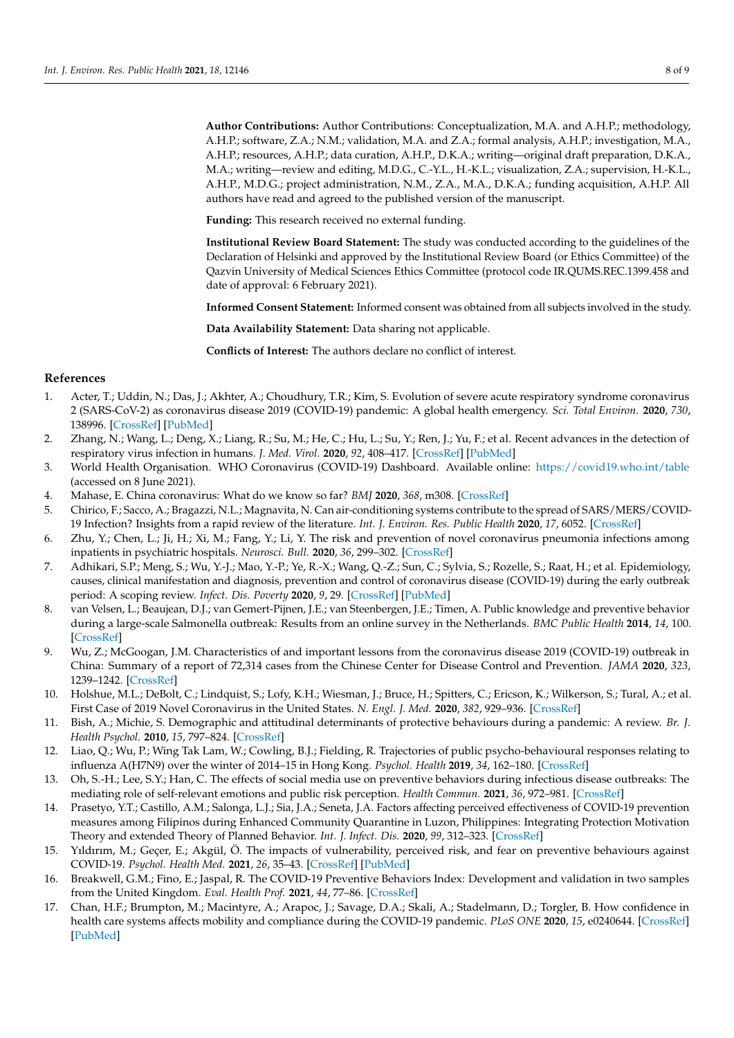**Author Contributions:** Author Contributions: Conceptualization, M.A. and A.H.P.; methodology, A.H.P.; software, Z.A.; N.M.; validation, M.A. and Z.A.; formal analysis, A.H.P.; investigation, M.A., A.H.P.; resources, A.H.P.; data curation, A.H.P., D.K.A.; writing—original draft preparation, D.K.A., M.A.; writing—review and editing, M.D.G., C.-Y.L., H.-K.L.; visualization, Z.A.; supervision, H.-K.L., A.H.P., M.D.G.; project administration, N.M., Z.A., M.A., D.K.A.; funding acquisition, A.H.P. All authors have read and agreed to the published version of the manuscript.

**Funding:** This research received no external funding.

**Institutional Review Board Statement:** The study was conducted according to the guidelines of the Declaration of Helsinki and approved by the Institutional Review Board (or Ethics Committee) of the Qazvin University of Medical Sciences Ethics Committee (protocol code IR.QUMS.REC.1399.458 and date of approval: 6 February 2021).

**Informed Consent Statement:** Informed consent was obtained from all subjects involved in the study.

**Data Availability Statement:** Data sharing not applicable.

**Conflicts of Interest:** The authors declare no conflict of interest.

## References

1. Acter, T.; Uddin, N.; Das, J.; Akhter, A.; Choudhury, T.R.; Kim, S. Evolution of severe acute respiratory syndrome coronavirus 2 (SARS-CoV-2) as coronavirus disease 2019 (COVID-19) pandemic: A global health emergency. *Sci. Total Environ.* **2020**, *730*, 138996. [CrossRef] [PubMed]
2. Zhang, N.; Wang, L.; Deng, X.; Liang, R.; Su, M.; He, C.; Hu, L.; Su, Y.; Ren, J.; Yu, F.; et al. Recent advances in the detection of respiratory virus infection in humans. *J. Med. Virol.* **2020**, *92*, 408–417. [CrossRef] [PubMed]
3. World Health Organisation. WHO Coronavirus (COVID-19) Dashboard. Available online: https://covid19.who.int/table (accessed on 8 June 2021).
4. Mahase, E. China coronavirus: What do we know so far? *BMJ* **2020**, *368*, m308. [CrossRef]
5. Chirico, F.; Sacco, A.; Bragazzi, N.L.; Magnavita, N. Can air-conditioning systems contribute to the spread of SARS/MERS/COVID-19 Infection? Insights from a rapid review of the literature. *Int. J. Environ. Res. Public Health* **2020**, *17*, 6052. [CrossRef]
6. Zhu, Y.; Chen, L.; Ji, H.; Xi, M.; Fang, Y.; Li, Y. The risk and prevention of novel coronavirus pneumonia infections among inpatients in psychiatric hospitals. *Neurosci. Bull.* **2020**, *36*, 299–302. [CrossRef]
7. Adhikari, S.P.; Meng, S.; Wu, Y.-J.; Mao, Y.-P.; Ye, R.-X.; Wang, Q.-Z.; Sun, C.; Sylvia, S.; Rozelle, S.; Raat, H.; et al. Epidemiology, causes, clinical manifestation and diagnosis, prevention and control of coronavirus disease (COVID-19) during the early outbreak period: A scoping review. *Infect. Dis. Poverty* **2020**, *9*, 29. [CrossRef] [PubMed]
8. van Velsen, L.; Beaujean, D.J.; van Gemert-Pijnen, J.E.; van Steenbergen, J.E.; Timen, A. Public knowledge and preventive behavior during a large-scale Salmonella outbreak: Results from an online survey in the Netherlands. *BMC Public Health* **2014**, *14*, 100. [CrossRef]
9. Wu, Z.; McGoogan, J.M. Characteristics of and important lessons from the coronavirus disease 2019 (COVID-19) outbreak in China: Summary of a report of 72,314 cases from the Chinese Center for Disease Control and Prevention. *JAMA* **2020**, *323*, 1239–1242. [CrossRef]
10. Holshue, M.L.; DeBolt, C.; Lindquist, S.; Lofy, K.H.; Wiesman, J.; Bruce, H.; Spitters, C.; Ericson, K.; Wilkerson, S.; Tural, A.; et al. First Case of 2019 Novel Coronavirus in the United States. *N. Engl. J. Med.* **2020**, *382*, 929–936. [CrossRef]
11. Bish, A.; Michie, S. Demographic and attitudinal determinants of protective behaviours during a pandemic: A review. *Br. J. Health Psychol.* **2010**, *15*, 797–824. [CrossRef]
12. Liao, Q.; Wu, P.; Wing Tak Lam, W.; Cowling, B.J.; Fielding, R. Trajectories of public psycho-behavioural responses relating to influenza A(H7N9) over the winter of 2014–15 in Hong Kong. *Psychol. Health* **2019**, *34*, 162–180. [CrossRef]
13. Oh, S.-H.; Lee, S.Y.; Han, C. The effects of social media use on preventive behaviors during infectious disease outbreaks: The mediating role of self-relevant emotions and public risk perception. *Health Commun.* **2021**, *36*, 972–981. [CrossRef]
14. Prasetyo, Y.T.; Castillo, A.M.; Salonga, L.J.; Sia, J.A.; Seneta, J.A. Factors affecting perceived effectiveness of COVID-19 prevention measures among Filipinos during Enhanced Community Quarantine in Luzon, Philippines: Integrating Protection Motivation Theory and extended Theory of Planned Behavior. *Int. J. Infect. Dis.* **2020**, *99*, 312–323. [CrossRef]
15. Yıldırım, M.; Geçer, E.; Akgül, Ö. The impacts of vulnerability, perceived risk, and fear on preventive behaviours against COVID-19. *Psychol. Health Med.* **2021**, *26*, 35–43. [CrossRef] [PubMed]
16. Breakwell, G.M.; Fino, E.; Jaspal, R. The COVID-19 Preventive Behaviors Index: Development and validation in two samples from the United Kingdom. *Eval. Health Prof.* **2021**, *44*, 77–86. [CrossRef]
17. Chan, H.F.; Brumpton, M.; Macintyre, A.; Arapoc, J.; Savage, D.A.; Skali, A.; Stadelmann, D.; Torgler, B. How confidence in health care systems affects mobility and compliance during the COVID-19 pandemic. *PLoS ONE* **2020**, *15*, e0240644. [CrossRef] [PubMed]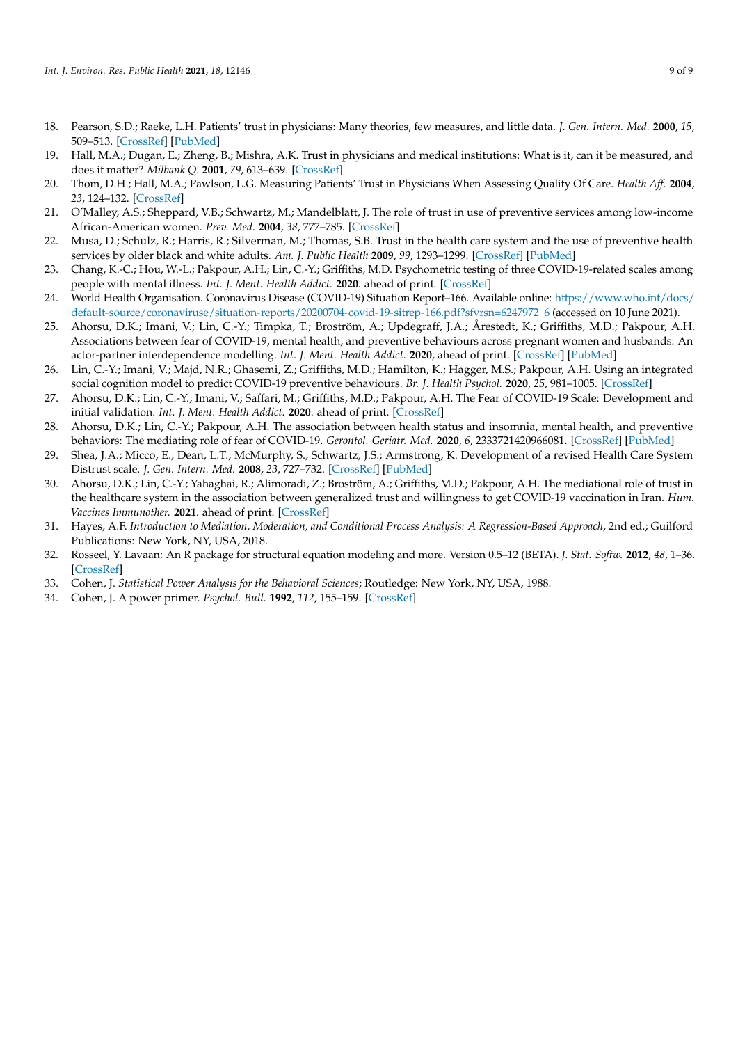18. Pearson, S.D.; Raeke, L.H. Patients' trust in physicians: Many theories, few measures, and little data. *J. Gen. Intern. Med.* **2000**, *15*, 509–513. [CrossRef] [PubMed]
19. Hall, M.A.; Dugan, E.; Zheng, B.; Mishra, A.K. Trust in physicians and medical institutions: What is it, can it be measured, and does it matter? *Milbank Q.* **2001**, *79*, 613–639. [CrossRef]
20. Thom, D.H.; Hall, M.A.; Pawlson, L.G. Measuring Patients' Trust in Physicians When Assessing Quality Of Care. *Health Aff.* **2004**, *23*, 124–132. [CrossRef]
21. O'Malley, A.S.; Sheppard, V.B.; Schwartz, M.; Mandelblatt, J. The role of trust in use of preventive services among low-income African-American women. *Prev. Med.* **2004**, *38*, 777–785. [CrossRef]
22. Musa, D.; Schulz, R.; Harris, R.; Silverman, M.; Thomas, S.B. Trust in the health care system and the use of preventive health services by older black and white adults. *Am. J. Public Health* **2009**, *99*, 1293–1299. [CrossRef] [PubMed]
23. Chang, K.-C.; Hou, W.-L.; Pakpour, A.H.; Lin, C.-Y.; Griffiths, M.D. Psychometric testing of three COVID-19-related scales among people with mental illness. *Int. J. Ment. Health Addict.* **2020**. ahead of print. [CrossRef]
24. World Health Organisation. Coronavirus Disease (COVID-19) Situation Report–166. Available online: https://www.who.int/docs/default-source/coronaviruse/situation-reports/20200704-covid-19-sitrep-166.pdf?sfvrsn=6247972_6 (accessed on 10 June 2021).
25. Ahorsu, D.K.; Imani, V.; Lin, C.-Y.; Timpka, T.; Broström, A.; Updegraff, J.A.; Årestedt, K.; Griffiths, M.D.; Pakpour, A.H. Associations between fear of COVID-19, mental health, and preventive behaviours across pregnant women and husbands: An actor-partner interdependence modelling. *Int. J. Ment. Health Addict.* **2020**, ahead of print. [CrossRef] [PubMed]
26. Lin, C.-Y.; Imani, V.; Majd, N.R.; Ghasemi, Z.; Griffiths, M.D.; Hamilton, K.; Hagger, M.S.; Pakpour, A.H. Using an integrated social cognition model to predict COVID-19 preventive behaviours. *Br. J. Health Psychol.* **2020**, *25*, 981–1005. [CrossRef]
27. Ahorsu, D.K.; Lin, C.-Y.; Imani, V.; Saffari, M.; Griffiths, M.D.; Pakpour, A.H. The Fear of COVID-19 Scale: Development and initial validation. *Int. J. Ment. Health Addict.* **2020**. ahead of print. [CrossRef]
28. Ahorsu, D.K.; Lin, C.-Y.; Pakpour, A.H. The association between health status and insomnia, mental health, and preventive behaviors: The mediating role of fear of COVID-19. *Gerontol. Geriatr. Med.* **2020**, *6*, 2333721420966081. [CrossRef] [PubMed]
29. Shea, J.A.; Micco, E.; Dean, L.T.; McMurphy, S.; Schwartz, J.S.; Armstrong, K. Development of a revised Health Care System Distrust scale. *J. Gen. Intern. Med.* **2008**, *23*, 727–732. [CrossRef] [PubMed]
30. Ahorsu, D.K.; Lin, C.-Y.; Yahaghai, R.; Alimoradi, Z.; Broström, A.; Griffiths, M.D.; Pakpour, A.H. The mediational role of trust in the healthcare system in the association between generalized trust and willingness to get COVID-19 vaccination in Iran. *Hum. Vaccines Immunother.* **2021**. ahead of print. [CrossRef]
31. Hayes, A.F. *Introduction to Mediation, Moderation, and Conditional Process Analysis: A Regression-Based Approach*, 2nd ed.; Guilford Publications: New York, NY, USA, 2018.
32. Rosseel, Y. Lavaan: An R package for structural equation modeling and more. Version 0.5–12 (BETA). *J. Stat. Softw.* **2012**, *48*, 1–36. [CrossRef]
33. Cohen, J. *Statistical Power Analysis for the Behavioral Sciences*; Routledge: New York, NY, USA, 1988.
34. Cohen, J. A power primer. *Psychol. Bull.* **1992**, *112*, 155–159. [CrossRef]